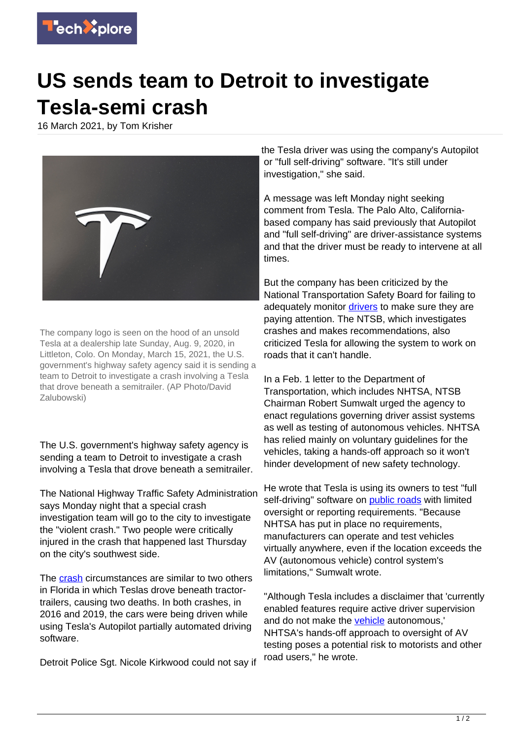# US sends team to Detroit to investigate Tesla-semi crash

16 March 2021, by Tom Krisher

The company logo is seen on the hood of an unsold Tesla at a dealership late Sunday, Aug. 9, 2020, in Littleton, Colo. On Monday, March 15, 2021, the U.S. government's highway safety agency said it is sending a team to Detroit to investigate a crash involving a Tesla that drove beneath a semitrailer. (AP Photo/David Zalubowski)

The U.S. government's highway safety agency is sending a team to Detroit to investigate a crash involving a Tesla that drove beneath a semitrailer.

The National Highway Traffic Safety Administration says Monday night that a special crash investigation team will go to the city to investigate the "violent crash." Two people were critically injured in the crash that happened last Thursday on the city's southwest side.

The crash circumstances are similar to two others in Florida in which Teslas drove beneath tractor-trailers, causing two deaths. In both crashes, in 2016 and 2019, the cars were being driven while using Tesla's Autopilot partially automated driving software.

Detroit Police Sgt. Nicole Kirkwood could not say if the Tesla driver was using the company's Autopilot or "full self-driving" software. "It's still under investigation," she said.

A message was left Monday night seeking comment from Tesla. The Palo Alto, California-based company has said previously that Autopilot and "full self-driving" are driver-assistance systems and that the driver must be ready to intervene at all times.

But the company has been criticized by the National Transportation Safety Board for failing to adequately monitor drivers to make sure they are paying attention. The NTSB, which investigates crashes and makes recommendations, also criticized Tesla for allowing the system to work on roads that it can't handle.

In a Feb. 1 letter to the Department of Transportation, which includes NHTSA, NTSB Chairman Robert Sumwalt urged the agency to enact regulations governing driver assist systems as well as testing of autonomous vehicles. NHTSA has relied mainly on voluntary guidelines for the vehicles, taking a hands-off approach so it won't hinder development of new safety technology.

He wrote that Tesla is using its owners to test "full self-driving" software on public roads with limited oversight or reporting requirements. "Because NHTSA has put in place no requirements, manufacturers can operate and test vehicles virtually anywhere, even if the location exceeds the AV (autonomous vehicle) control system's limitations," Sumwalt wrote.

"Although Tesla includes a disclaimer that 'currently enabled features require active driver supervision and do not make the vehicle autonomous,' NHTSA's hands-off approach to oversight of AV testing poses a potential risk to motorists and other road users," he wrote.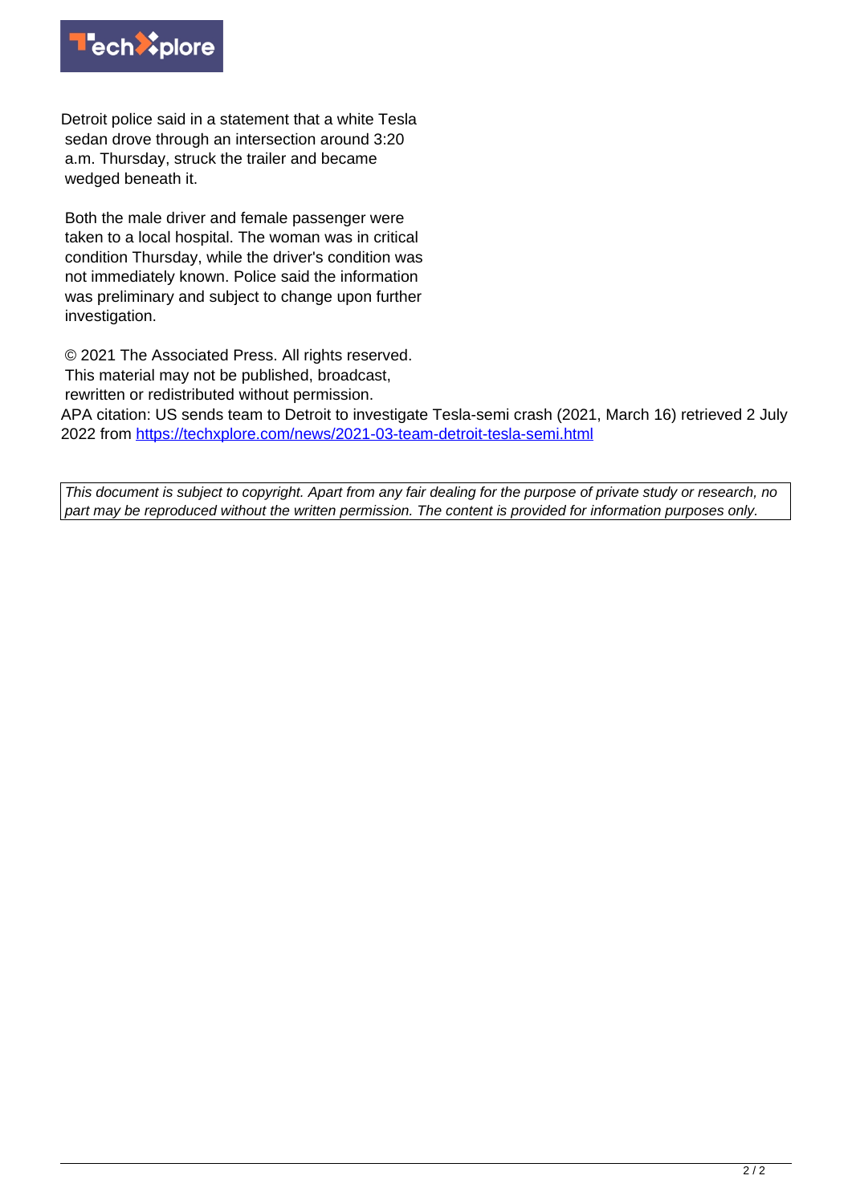Detroit police said in a statement that a white Tesla sedan drove through an intersection around 3:20 a.m. Thursday, struck the trailer and became wedged beneath it.

Both the male driver and female passenger were taken to a local hospital. The woman was in critical condition Thursday, while the driver's condition was not immediately known. Police said the information was preliminary and subject to change upon further investigation.

© 2021 The Associated Press. All rights reserved. This material may not be published, broadcast, rewritten or redistributed without permission.

APA citation: US sends team to Detroit to investigate Tesla-semi crash (2021, March 16) retrieved 2 July 2022 from https://techxplore.com/news/2021-03-team-detroit-tesla-semi.html

*This document is subject to copyright. Apart from any fair dealing for the purpose of private study or research, no part may be reproduced without the written permission. The content is provided for information purposes only.*